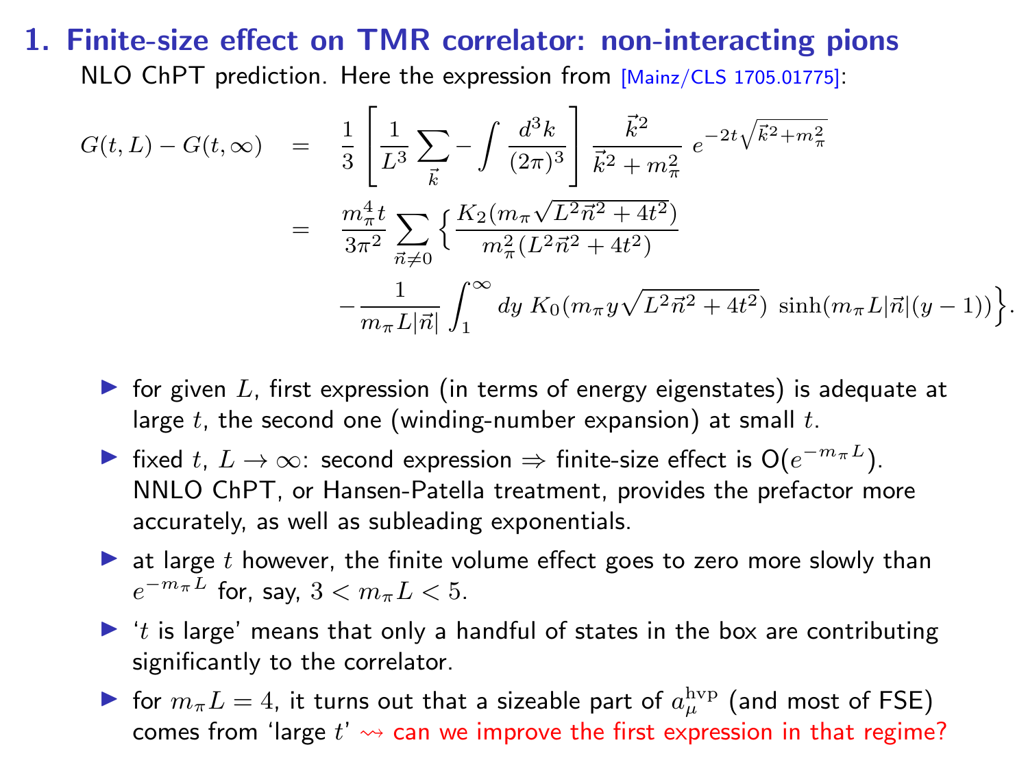# 1. Finite-size effect on TMR correlator: non-interacting pions

NLO ChPT prediction. Here the expression from [Mainz/CLS 1705.01775]:

$$
\begin{aligned}
G(t,L) - G(t,\infty) &= \frac{1}{3}\left[\frac{1}{L^3}\sum_{\vec{k}} - \int \frac{d^3k}{(2\pi)^3}\right] \frac{\vec{k}^2}{\vec{k}^2 + m_\pi^2}\; e^{-2t\sqrt{\vec{k}^2+m_\pi^2}} \\
&= \frac{m_\pi^4 t}{3\pi^2} \sum_{\vec{n}\neq 0} \Big\{ \frac{K_2(m_\pi\sqrt{L^2\vec{n}^2+4t^2})}{m_\pi^2(L^2\vec{n}^2+4t^2)} \\
&\qquad - \frac{1}{m_\pi L|\vec{n}|}\int_1^\infty dy\; K_0(m_\pi y\sqrt{L^2\vec{n}^2+4t^2})\; \sinh(m_\pi L|\vec{n}|(y-1))\Big\}.
\end{aligned}
$$

- for given $L$, first expression (in terms of energy eigenstates) is adequate at large $t$, the second one (winding-number expansion) at small $t$.
- fixed $t$, $L\to\infty$: second expression $\Rightarrow$ finite-size effect is $\mathrm{O}(e^{-m_\pi L})$. NNLO ChPT, or Hansen-Patella treatment, provides the prefactor more accurately, as well as subleading exponentials.
- at large $t$ however, the finite volume effect goes to zero more slowly than $e^{-m_\pi L}$ for, say, $3 < m_\pi L < 5$.
- '$t$ is large' means that only a handful of states in the box are contributing significantly to the correlator.
- for $m_\pi L = 4$, it turns out that a sizeable part of $a_\mu^{\rm hvp}$ (and most of FSE) comes from 'large $t$' $\rightsquigarrow$ can we improve the first expression in that regime?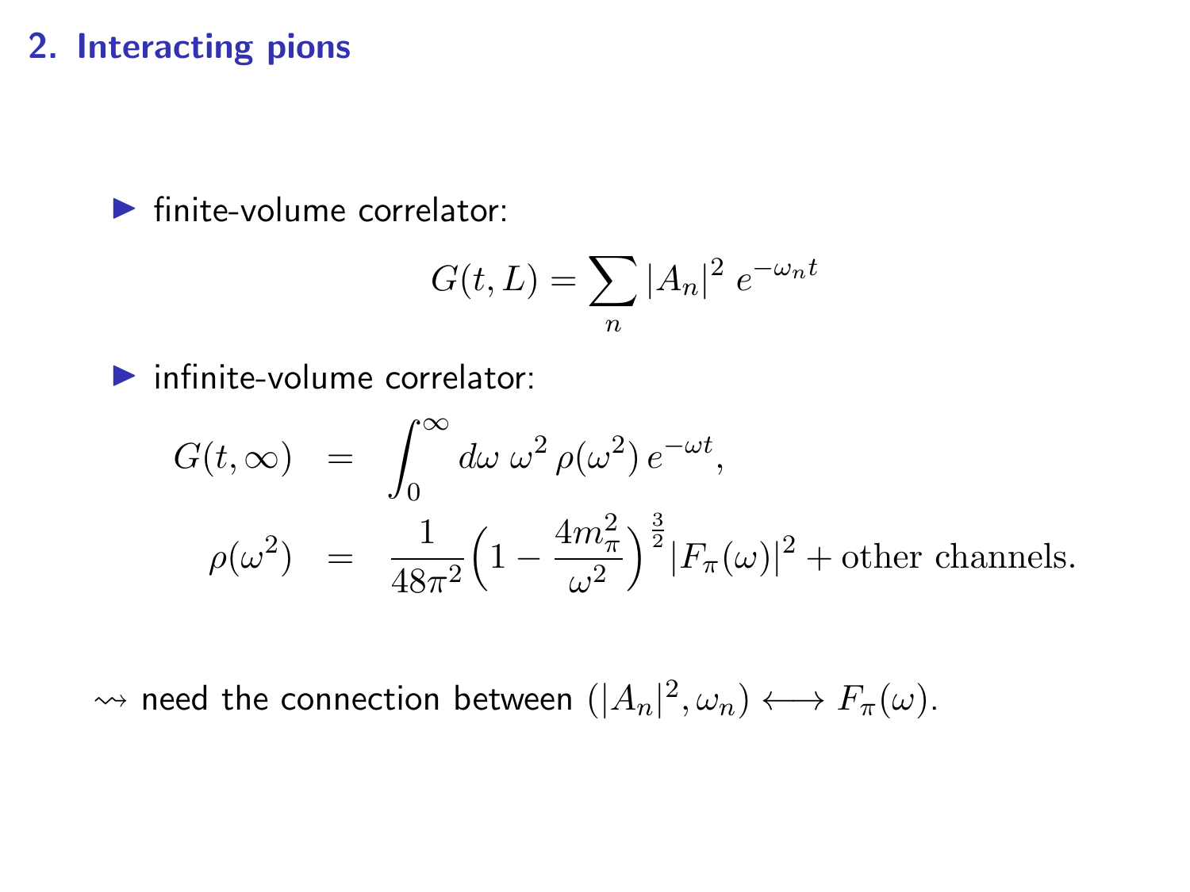## 2. Interacting pions

- finite-volume correlator:

$$G(t,L) = \sum_n |A_n|^2 \, e^{-\omega_n t}$$

- infinite-volume correlator:

$$\begin{aligned} G(t,\infty) &= \int_0^\infty d\omega \; \omega^2 \, \rho(\omega^2) \, e^{-\omega t}, \\ \rho(\omega^2) &= \frac{1}{48\pi^2}\Big(1 - \frac{4m_\pi^2}{\omega^2}\Big)^{\frac{3}{2}} |F_\pi(\omega)|^2 + \text{other channels.} \end{aligned}$$

$\rightsquigarrow$ need the connection between $(|A_n|^2, \omega_n) \longleftrightarrow F_\pi(\omega)$.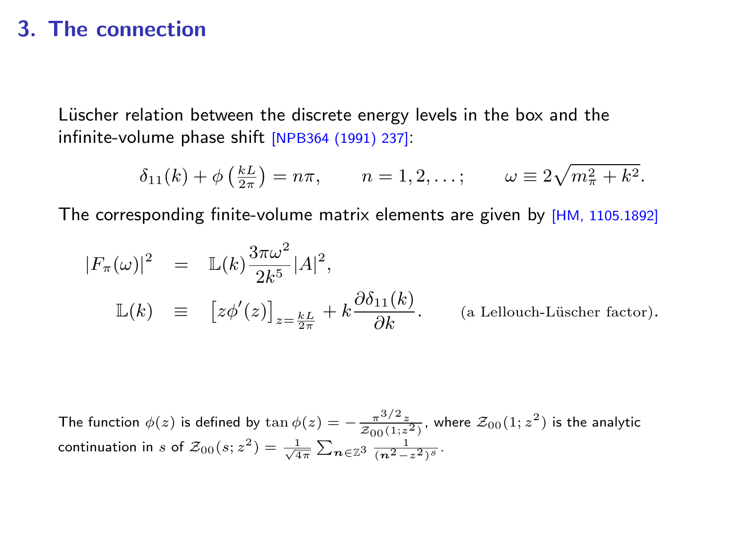# 3. The connection

Lüscher relation between the discrete energy levels in the box and the infinite-volume phase shift [NPB364 (1991) 237]:

$$\delta_{11}(k) + \phi\left(\tfrac{kL}{2\pi}\right) = n\pi, \qquad n = 1, 2, \ldots; \qquad \omega \equiv 2\sqrt{m_\pi^2 + k^2}.$$

The corresponding finite-volume matrix elements are given by [HM, 1105.1892]

$$\begin{aligned}
|F_\pi(\omega)|^2 &= \mathbb{L}(k)\frac{3\pi\omega^2}{2k^5}|A|^2, \\
\mathbb{L}(k) &\equiv \left[z\phi'(z)\right]_{z=\frac{kL}{2\pi}} + k\frac{\partial\delta_{11}(k)}{\partial k}. \qquad \text{(a Lellouch-Lüscher factor).}
\end{aligned}$$

The function $\phi(z)$ is defined by $\tan\phi(z) = -\frac{\pi^{3/2}z}{\mathcal{Z}_{00}(1;z^2)}$, where $\mathcal{Z}_{00}(1;z^2)$ is the analytic continuation in $s$ of $\mathcal{Z}_{00}(s;z^2) = \frac{1}{\sqrt{4\pi}}\sum_{\boldsymbol{n}\in\mathbb{Z}^3}\frac{1}{(\boldsymbol{n}^2-z^2)^s}$.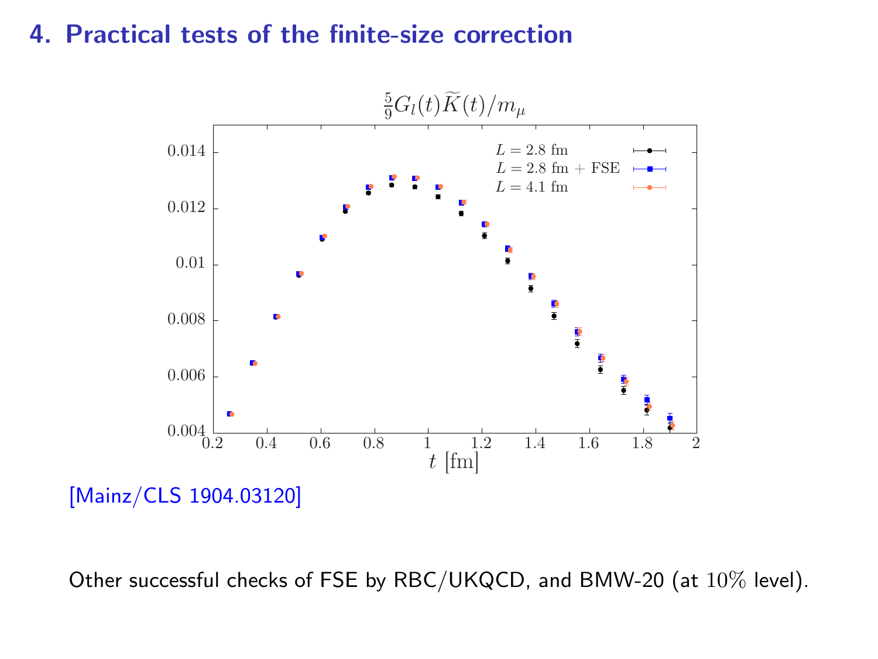## 4. Practical tests of the finite-size correction

$\frac{5}{9}G_l(t)\widetilde{K}(t)/m_\mu$

$L = 2.8$ fm

$L = 2.8$ fm + FSE

$L = 4.1$ fm

0.014

0.012

0.01

0.008

0.006

0.004

0.2 0.4 0.6 0.8 1 1.2 1.4 1.6 1.8 2

$t$ [fm]

[Mainz/CLS 1904.03120]

Other successful checks of FSE by RBC/UKQCD, and BMW-20 (at $10\%$ level).